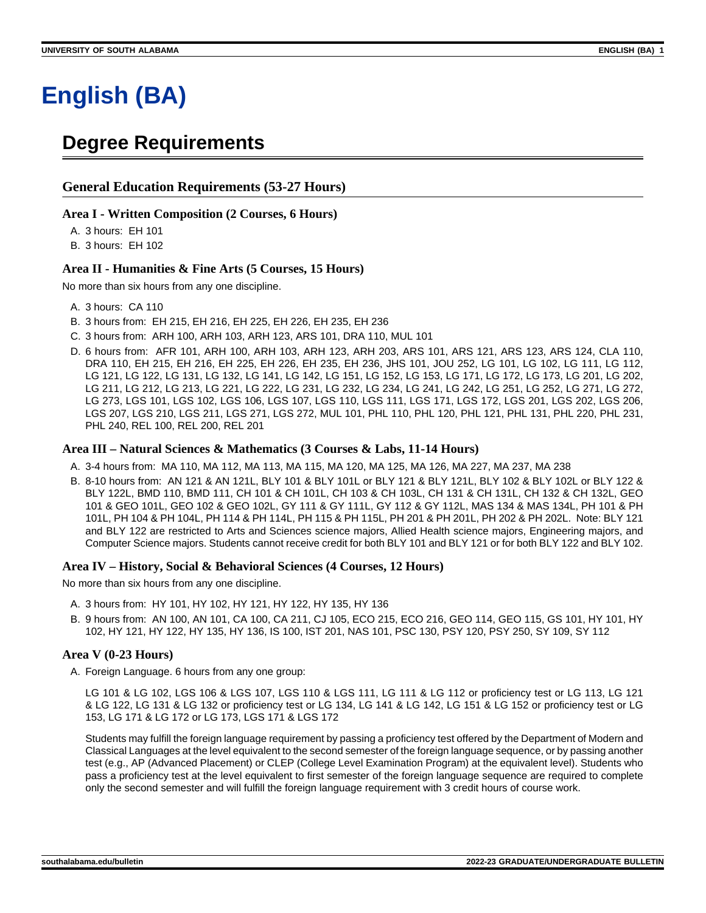# English (BA)

## Degree Requirements

### General Education Requirements (53-27 Hours)

#### Area I - Written Composition (2 Courses, 6 Hours)

A. 3 hours: EH 101
B. 3 hours: EH 102

#### Area II - Humanities & Fine Arts (5 Courses, 15 Hours)

No more than six hours from any one discipline.

A. 3 hours: CA 110
B. 3 hours from: EH 215, EH 216, EH 225, EH 226, EH 235, EH 236
C. 3 hours from: ARH 100, ARH 103, ARH 123, ARS 101, DRA 110, MUL 101
D. 6 hours from: AFR 101, ARH 100, ARH 103, ARH 123, ARH 203, ARS 101, ARS 121, ARS 123, ARS 124, CLA 110, DRA 110, EH 215, EH 216, EH 225, EH 226, EH 235, EH 236, JHS 101, JOU 252, LG 101, LG 102, LG 111, LG 112, LG 121, LG 122, LG 131, LG 132, LG 141, LG 142, LG 151, LG 152, LG 153, LG 171, LG 172, LG 173, LG 201, LG 202, LG 211, LG 212, LG 213, LG 221, LG 222, LG 231, LG 232, LG 234, LG 241, LG 242, LG 251, LG 252, LG 271, LG 272, LG 273, LGS 101, LGS 102, LGS 106, LGS 107, LGS 110, LGS 111, LGS 171, LGS 172, LGS 201, LGS 202, LGS 206, LGS 207, LGS 210, LGS 211, LGS 271, LGS 272, MUL 101, PHL 110, PHL 120, PHL 121, PHL 131, PHL 220, PHL 231, PHL 240, REL 100, REL 200, REL 201

#### Area III – Natural Sciences & Mathematics (3 Courses & Labs, 11-14 Hours)

A. 3-4 hours from: MA 110, MA 112, MA 113, MA 115, MA 120, MA 125, MA 126, MA 227, MA 237, MA 238
B. 8-10 hours from: AN 121 & AN 121L, BLY 101 & BLY 101L or BLY 121 & BLY 121L, BLY 102 & BLY 102L or BLY 122 & BLY 122L, BMD 110, BMD 111, CH 101 & CH 101L, CH 103 & CH 103L, CH 131 & CH 131L, CH 132 & CH 132L, GEO 101 & GEO 101L, GEO 102 & GEO 102L, GY 111 & GY 111L, GY 112 & GY 112L, MAS 134 & MAS 134L, PH 101 & PH 101L, PH 104 & PH 104L, PH 114 & PH 114L, PH 115 & PH 115L, PH 201 & PH 201L, PH 202 & PH 202L. Note: BLY 121 and BLY 122 are restricted to Arts and Sciences science majors, Allied Health science majors, Engineering majors, and Computer Science majors. Students cannot receive credit for both BLY 101 and BLY 121 or for both BLY 122 and BLY 102.

#### Area IV – History, Social & Behavioral Sciences (4 Courses, 12 Hours)

No more than six hours from any one discipline.

A. 3 hours from: HY 101, HY 102, HY 121, HY 122, HY 135, HY 136
B. 9 hours from: AN 100, AN 101, CA 100, CA 211, CJ 105, ECO 215, ECO 216, GEO 114, GEO 115, GS 101, HY 101, HY 102, HY 121, HY 122, HY 135, HY 136, IS 100, IST 201, NAS 101, PSC 130, PSY 120, PSY 250, SY 109, SY 112

#### Area V (0-23 Hours)

A. Foreign Language. 6 hours from any one group:

   LG 101 & LG 102, LGS 106 & LGS 107, LGS 110 & LGS 111, LG 111 & LG 112 or proficiency test or LG 113, LG 121 & LG 122, LG 131 & LG 132 or proficiency test or LG 134, LG 141 & LG 142, LG 151 & LG 152 or proficiency test or LG 153, LG 171 & LG 172 or LG 173, LGS 171 & LGS 172

   Students may fulfill the foreign language requirement by passing a proficiency test offered by the Department of Modern and Classical Languages at the level equivalent to the second semester of the foreign language sequence, or by passing another test (e.g., AP (Advanced Placement) or CLEP (College Level Examination Program) at the equivalent level). Students who pass a proficiency test at the level equivalent to first semester of the foreign language sequence are required to complete only the second semester and will fulfill the foreign language requirement with 3 credit hours of course work.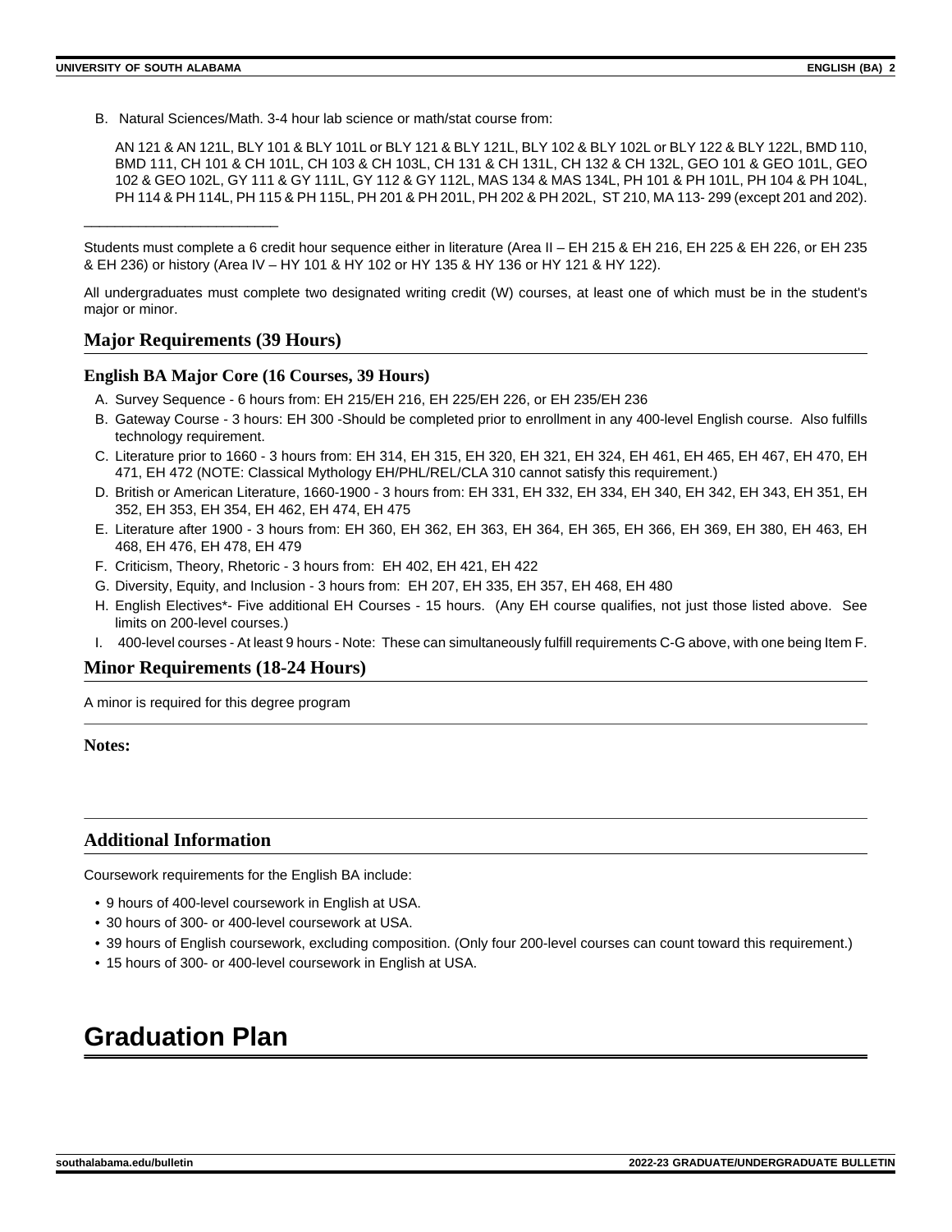B. Natural Sciences/Math. 3-4 hour lab science or math/stat course from:

AN 121 & AN 121L, BLY 101 & BLY 101L or BLY 121 & BLY 121L, BLY 102 & BLY 102L or BLY 122 & BLY 122L, BMD 110, BMD 111, CH 101 & CH 101L, CH 103 & CH 103L, CH 131 & CH 131L, CH 132 & CH 132L, GEO 101 & GEO 101L, GEO 102 & GEO 102L, GY 111 & GY 111L, GY 112 & GY 112L, MAS 134 & MAS 134L, PH 101 & PH 101L, PH 104 & PH 104L, PH 114 & PH 114L, PH 115 & PH 115L, PH 201 & PH 201L, PH 202 & PH 202L, ST 210, MA 113- 299 (except 201 and 202).

___________________________

Students must complete a 6 credit hour sequence either in literature (Area II – EH 215 & EH 216, EH 225 & EH 226, or EH 235 & EH 236) or history (Area IV – HY 101 & HY 102 or HY 135 & HY 136 or HY 121 & HY 122).

All undergraduates must complete two designated writing credit (W) courses, at least one of which must be in the student's major or minor.

## Major Requirements (39 Hours)

### English BA Major Core (16 Courses, 39 Hours)

A. Survey Sequence - 6 hours from: EH 215/EH 216, EH 225/EH 226, or EH 235/EH 236
B. Gateway Course - 3 hours: EH 300 -Should be completed prior to enrollment in any 400-level English course. Also fulfills technology requirement.
C. Literature prior to 1660 - 3 hours from: EH 314, EH 315, EH 320, EH 321, EH 324, EH 461, EH 465, EH 467, EH 470, EH 471, EH 472 (NOTE: Classical Mythology EH/PHL/REL/CLA 310 cannot satisfy this requirement.)
D. British or American Literature, 1660-1900 - 3 hours from: EH 331, EH 332, EH 334, EH 340, EH 342, EH 343, EH 351, EH 352, EH 353, EH 354, EH 462, EH 474, EH 475
E. Literature after 1900 - 3 hours from: EH 360, EH 362, EH 363, EH 364, EH 365, EH 366, EH 369, EH 380, EH 463, EH 468, EH 476, EH 478, EH 479
F. Criticism, Theory, Rhetoric - 3 hours from: EH 402, EH 421, EH 422
G. Diversity, Equity, and Inclusion - 3 hours from: EH 207, EH 335, EH 357, EH 468, EH 480
H. English Electives*- Five additional EH Courses - 15 hours. (Any EH course qualifies, not just those listed above. See limits on 200-level courses.)
I. 400-level courses - At least 9 hours - Note: These can simultaneously fulfill requirements C-G above, with one being Item F.

## Minor Requirements (18-24 Hours)

A minor is required for this degree program

---

**Notes:**

---

## Additional Information

Coursework requirements for the English BA include:

- 9 hours of 400-level coursework in English at USA.
- 30 hours of 300- or 400-level coursework at USA.
- 39 hours of English coursework, excluding composition. (Only four 200-level courses can count toward this requirement.)
- 15 hours of 300- or 400-level coursework in English at USA.

# Graduation Plan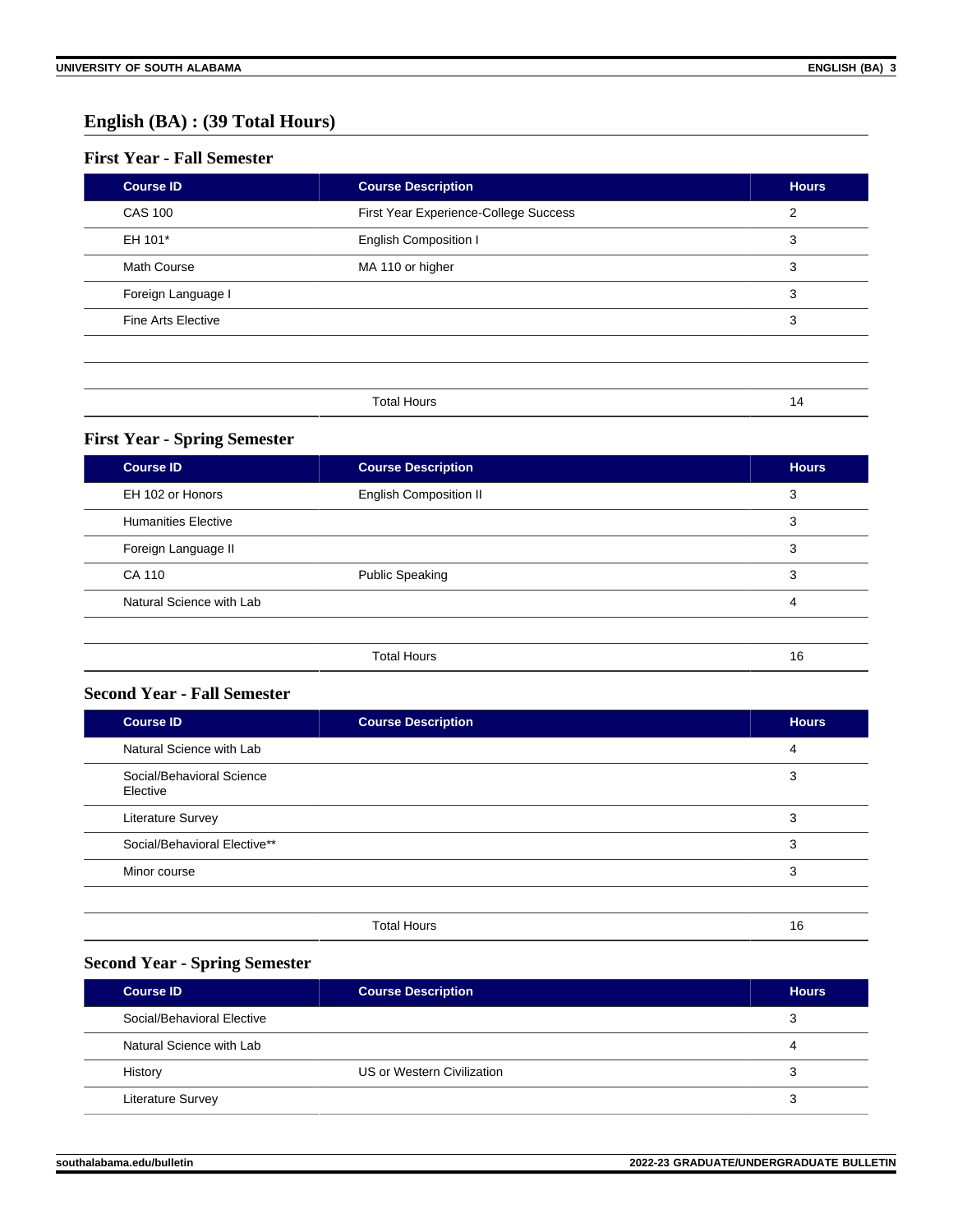## English (BA) : (39 Total Hours)

### First Year - Fall Semester

| Course ID | Course Description | Hours |
| --- | --- | --- |
| CAS 100 | First Year Experience-College Success | 2 |
| EH 101* | English Composition I | 3 |
| Math Course | MA 110 or higher | 3 |
| Foreign Language I | | 3 |
| Fine Arts Elective | | 3 |
| | | |
| | | |
| | Total Hours | 14 |

### First Year - Spring Semester

| Course ID | Course Description | Hours |
| --- | --- | --- |
| EH 102 or Honors | English Composition II | 3 |
| Humanities Elective | | 3 |
| Foreign Language II | | 3 |
| CA 110 | Public Speaking | 3 |
| Natural Science with Lab | | 4 |
| | | |
| | Total Hours | 16 |

### Second Year - Fall Semester

| Course ID | Course Description | Hours |
| --- | --- | --- |
| Natural Science with Lab | | 4 |
| Social/Behavioral Science Elective | | 3 |
| Literature Survey | | 3 |
| Social/Behavioral Elective** | | 3 |
| Minor course | | 3 |
| | | |
| | Total Hours | 16 |

### Second Year - Spring Semester

| Course ID | Course Description | Hours |
| --- | --- | --- |
| Social/Behavioral Elective | | 3 |
| Natural Science with Lab | | 4 |
| History | US or Western Civilization | 3 |
| Literature Survey | | 3 |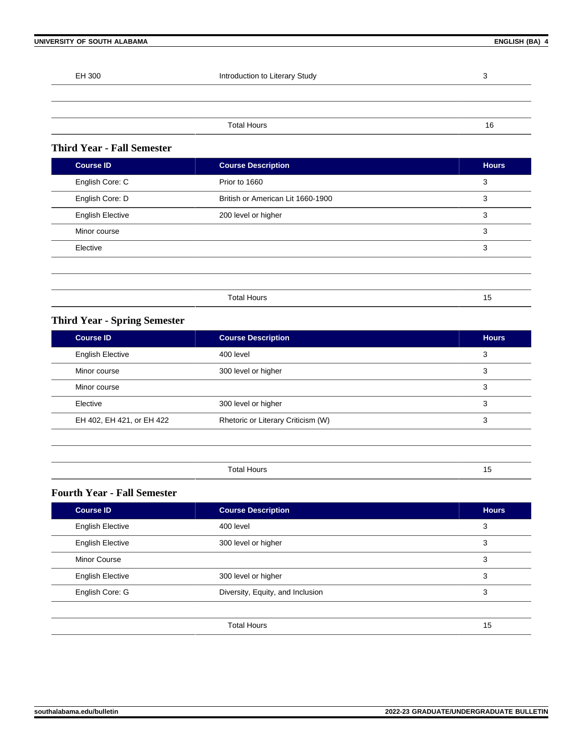| | | |
|---|---|---|
| EH 300 | Introduction to Literary Study | 3 |
| | | |
| | | |
| | Total Hours | 16 |

### Third Year - Fall Semester

| Course ID | Course Description | Hours |
|---|---|---|
| English Core: C | Prior to 1660 | 3 |
| English Core: D | British or American Lit 1660-1900 | 3 |
| English Elective | 200 level or higher | 3 |
| Minor course | | 3 |
| Elective | | 3 |
| | | |
| | | |
| | Total Hours | 15 |

### Third Year - Spring Semester

| Course ID | Course Description | Hours |
|---|---|---|
| English Elective | 400 level | 3 |
| Minor course | 300 level or higher | 3 |
| Minor course | | 3 |
| Elective | 300 level or higher | 3 |
| EH 402, EH 421, or EH 422 | Rhetoric or Literary Criticism (W) | 3 |
| | | |
| | | |
| | Total Hours | 15 |

### Fourth Year - Fall Semester

| Course ID | Course Description | Hours |
|---|---|---|
| English Elective | 400 level | 3 |
| English Elective | 300 level or higher | 3 |
| Minor Course | | 3 |
| English Elective | 300 level or higher | 3 |
| English Core: G | Diversity, Equity, and Inclusion | 3 |
| | | |
| | Total Hours | 15 |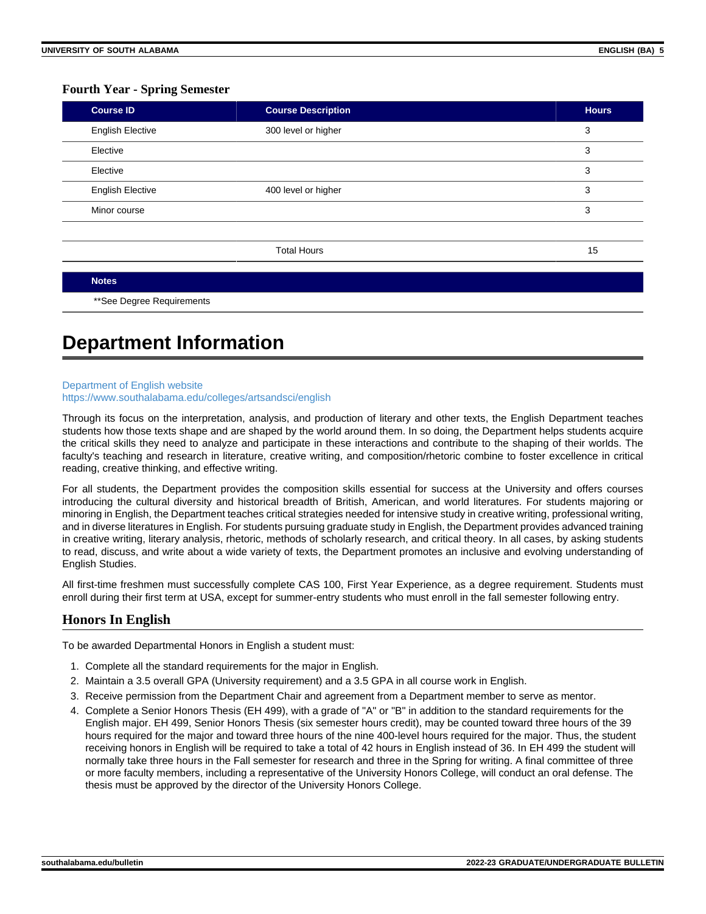### Fourth Year - Spring Semester

| Course ID | Course Description | Hours |
|---|---|---|
| English Elective | 300 level or higher | 3 |
| Elective | | 3 |
| Elective | | 3 |
| English Elective | 400 level or higher | 3 |
| Minor course | | 3 |
| | | |
| | Total Hours | 15 |

| Notes |
|---|
| **See Degree Requirements |

# Department Information

Department of English website
https://www.southalabama.edu/colleges/artsandsci/english

Through its focus on the interpretation, analysis, and production of literary and other texts, the English Department teaches students how those texts shape and are shaped by the world around them. In so doing, the Department helps students acquire the critical skills they need to analyze and participate in these interactions and contribute to the shaping of their worlds. The faculty's teaching and research in literature, creative writing, and composition/rhetoric combine to foster excellence in critical reading, creative thinking, and effective writing.

For all students, the Department provides the composition skills essential for success at the University and offers courses introducing the cultural diversity and historical breadth of British, American, and world literatures. For students majoring or minoring in English, the Department teaches critical strategies needed for intensive study in creative writing, professional writing, and in diverse literatures in English. For students pursuing graduate study in English, the Department provides advanced training in creative writing, literary analysis, rhetoric, methods of scholarly research, and critical theory. In all cases, by asking students to read, discuss, and write about a wide variety of texts, the Department promotes an inclusive and evolving understanding of English Studies.

All first-time freshmen must successfully complete CAS 100, First Year Experience, as a degree requirement. Students must enroll during their first term at USA, except for summer-entry students who must enroll in the fall semester following entry.

## Honors In English

To be awarded Departmental Honors in English a student must:

1. Complete all the standard requirements for the major in English.
2. Maintain a 3.5 overall GPA (University requirement) and a 3.5 GPA in all course work in English.
3. Receive permission from the Department Chair and agreement from a Department member to serve as mentor.
4. Complete a Senior Honors Thesis (EH 499), with a grade of "A" or "B" in addition to the standard requirements for the English major. EH 499, Senior Honors Thesis (six semester hours credit), may be counted toward three hours of the 39 hours required for the major and toward three hours of the nine 400-level hours required for the major. Thus, the student receiving honors in English will be required to take a total of 42 hours in English instead of 36. In EH 499 the student will normally take three hours in the Fall semester for research and three in the Spring for writing. A final committee of three or more faculty members, including a representative of the University Honors College, will conduct an oral defense. The thesis must be approved by the director of the University Honors College.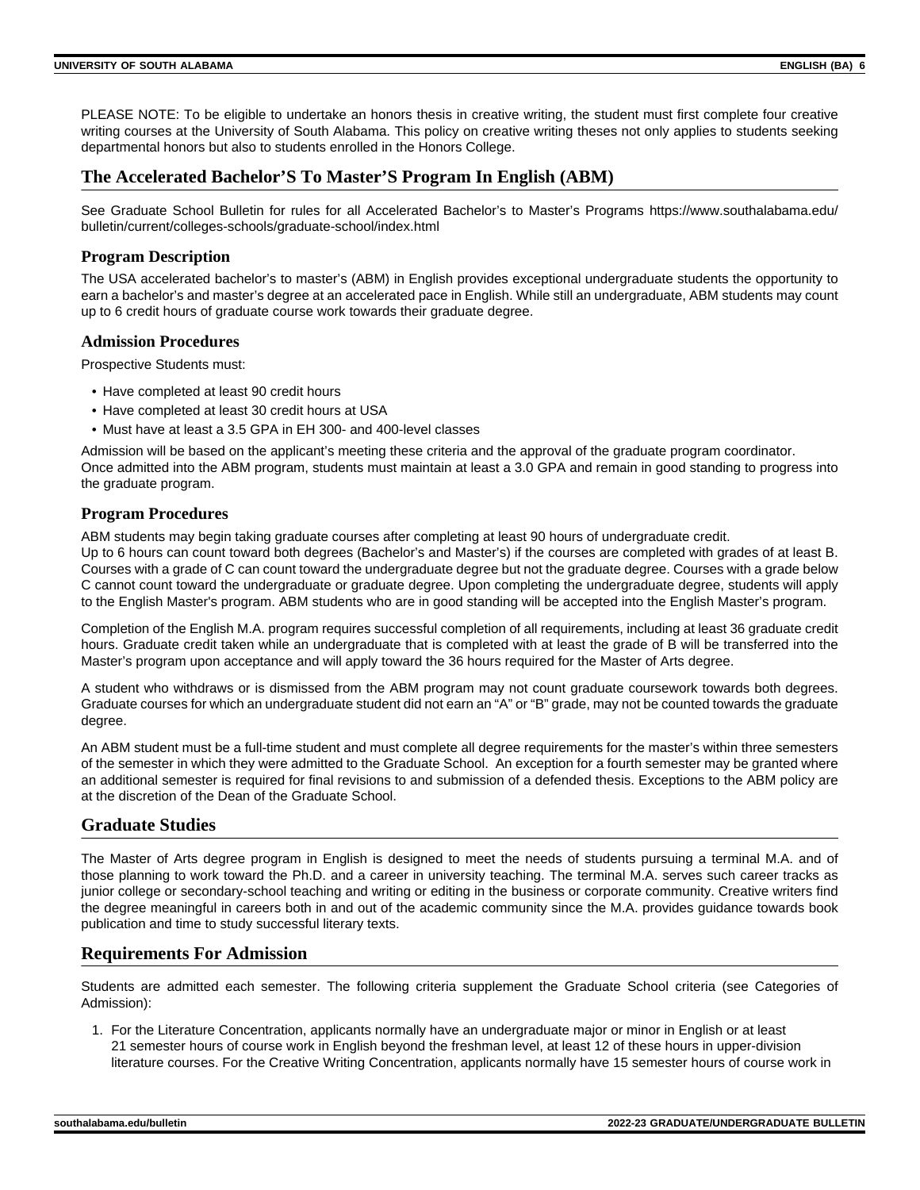PLEASE NOTE: To be eligible to undertake an honors thesis in creative writing, the student must first complete four creative writing courses at the University of South Alabama. This policy on creative writing theses not only applies to students seeking departmental honors but also to students enrolled in the Honors College.

## The Accelerated Bachelor'S To Master'S Program In English (ABM)

See Graduate School Bulletin for rules for all Accelerated Bachelor's to Master's Programs https://www.southalabama.edu/bulletin/current/colleges-schools/graduate-school/index.html

### Program Description

The USA accelerated bachelor's to master's (ABM) in English provides exceptional undergraduate students the opportunity to earn a bachelor's and master's degree at an accelerated pace in English. While still an undergraduate, ABM students may count up to 6 credit hours of graduate course work towards their graduate degree.

### Admission Procedures

Prospective Students must:

- Have completed at least 90 credit hours
- Have completed at least 30 credit hours at USA
- Must have at least a 3.5 GPA in EH 300- and 400-level classes

Admission will be based on the applicant's meeting these criteria and the approval of the graduate program coordinator.
Once admitted into the ABM program, students must maintain at least a 3.0 GPA and remain in good standing to progress into the graduate program.

### Program Procedures

ABM students may begin taking graduate courses after completing at least 90 hours of undergraduate credit.
Up to 6 hours can count toward both degrees (Bachelor's and Master's) if the courses are completed with grades of at least B. Courses with a grade of C can count toward the undergraduate degree but not the graduate degree. Courses with a grade below C cannot count toward the undergraduate or graduate degree. Upon completing the undergraduate degree, students will apply to the English Master's program. ABM students who are in good standing will be accepted into the English Master's program.

Completion of the English M.A. program requires successful completion of all requirements, including at least 36 graduate credit hours. Graduate credit taken while an undergraduate that is completed with at least the grade of B will be transferred into the Master's program upon acceptance and will apply toward the 36 hours required for the Master of Arts degree.

A student who withdraws or is dismissed from the ABM program may not count graduate coursework towards both degrees. Graduate courses for which an undergraduate student did not earn an "A" or "B" grade, may not be counted towards the graduate degree.

An ABM student must be a full-time student and must complete all degree requirements for the master's within three semesters of the semester in which they were admitted to the Graduate School. An exception for a fourth semester may be granted where an additional semester is required for final revisions to and submission of a defended thesis. Exceptions to the ABM policy are at the discretion of the Dean of the Graduate School.

## Graduate Studies

The Master of Arts degree program in English is designed to meet the needs of students pursuing a terminal M.A. and of those planning to work toward the Ph.D. and a career in university teaching. The terminal M.A. serves such career tracks as junior college or secondary-school teaching and writing or editing in the business or corporate community. Creative writers find the degree meaningful in careers both in and out of the academic community since the M.A. provides guidance towards book publication and time to study successful literary texts.

## Requirements For Admission

Students are admitted each semester. The following criteria supplement the Graduate School criteria (see Categories of Admission):

1. For the Literature Concentration, applicants normally have an undergraduate major or minor in English or at least 21 semester hours of course work in English beyond the freshman level, at least 12 of these hours in upper-division literature courses. For the Creative Writing Concentration, applicants normally have 15 semester hours of course work in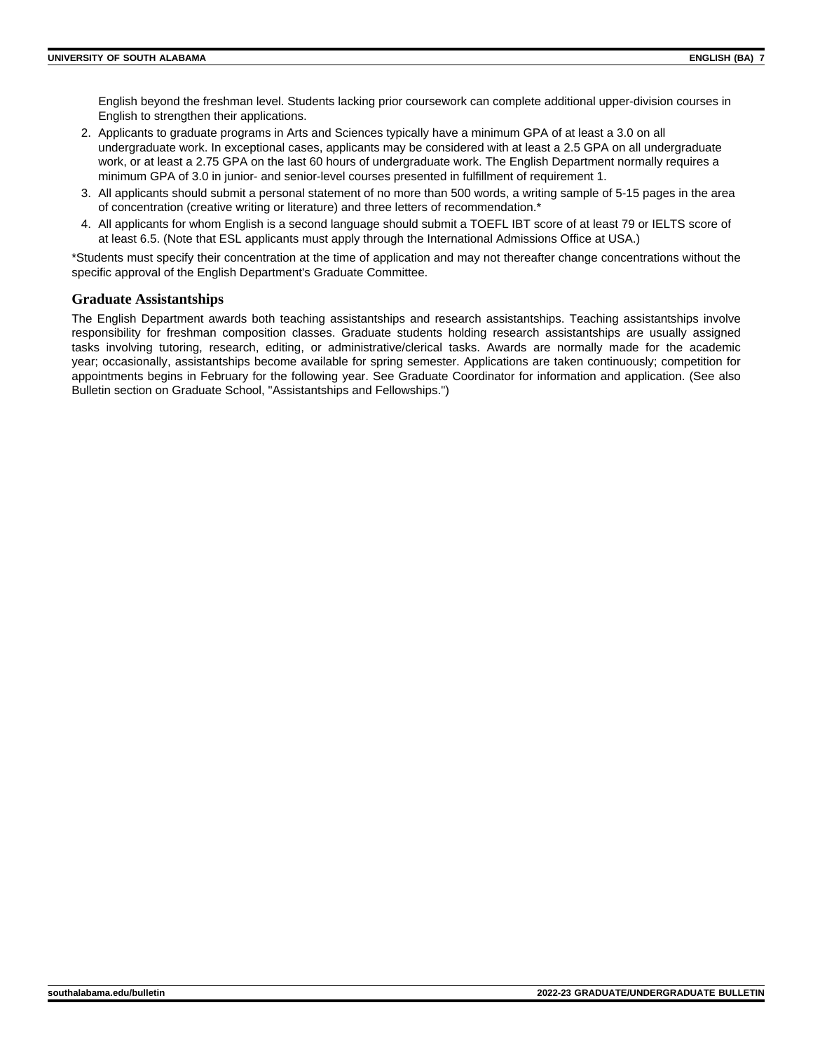English beyond the freshman level. Students lacking prior coursework can complete additional upper-division courses in English to strengthen their applications.

2. Applicants to graduate programs in Arts and Sciences typically have a minimum GPA of at least a 3.0 on all undergraduate work. In exceptional cases, applicants may be considered with at least a 2.5 GPA on all undergraduate work, or at least a 2.75 GPA on the last 60 hours of undergraduate work. The English Department normally requires a minimum GPA of 3.0 in junior- and senior-level courses presented in fulfillment of requirement 1.
3. All applicants should submit a personal statement of no more than 500 words, a writing sample of 5-15 pages in the area of concentration (creative writing or literature) and three letters of recommendation.*
4. All applicants for whom English is a second language should submit a TOEFL IBT score of at least 79 or IELTS score of at least 6.5. (Note that ESL applicants must apply through the International Admissions Office at USA.)

*Students must specify their concentration at the time of application and may not thereafter change concentrations without the specific approval of the English Department's Graduate Committee.

## Graduate Assistantships

The English Department awards both teaching assistantships and research assistantships. Teaching assistantships involve responsibility for freshman composition classes. Graduate students holding research assistantships are usually assigned tasks involving tutoring, research, editing, or administrative/clerical tasks. Awards are normally made for the academic year; occasionally, assistantships become available for spring semester. Applications are taken continuously; competition for appointments begins in February for the following year. See Graduate Coordinator for information and application. (See also Bulletin section on Graduate School, "Assistantships and Fellowships.")